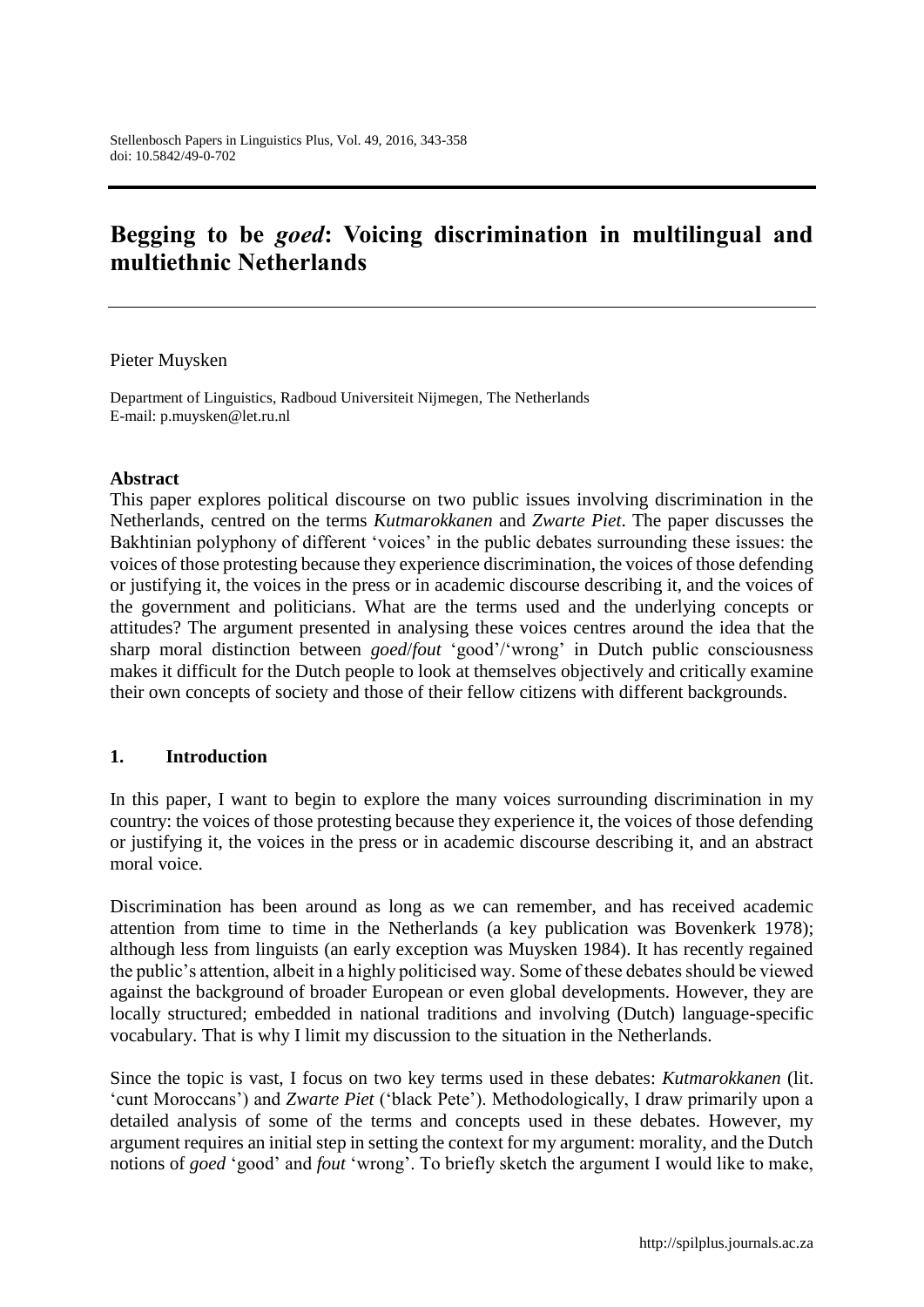# Begging to be *goed*: Voicing discrimination in multilingual and multiethnic Netherlands

Pieter Muysken

Department of Linguistics, Radboud Universiteit Nijmegen, The Netherlands
E-mail: p.muysken@let.ru.nl

**Abstract**

This paper explores political discourse on two public issues involving discrimination in the Netherlands, centred on the terms *Kutmarokkanen* and *Zwarte Piet*. The paper discusses the Bakhtinian polyphony of different 'voices' in the public debates surrounding these issues: the voices of those protesting because they experience discrimination, the voices of those defending or justifying it, the voices in the press or in academic discourse describing it, and the voices of the government and politicians. What are the terms used and the underlying concepts or attitudes? The argument presented in analysing these voices centres around the idea that the sharp moral distinction between *goed*/*fout* 'good'/'wrong' in Dutch public consciousness makes it difficult for the Dutch people to look at themselves objectively and critically examine their own concepts of society and those of their fellow citizens with different backgrounds.

## 1. Introduction

In this paper, I want to begin to explore the many voices surrounding discrimination in my country: the voices of those protesting because they experience it, the voices of those defending or justifying it, the voices in the press or in academic discourse describing it, and an abstract moral voice.

Discrimination has been around as long as we can remember, and has received academic attention from time to time in the Netherlands (a key publication was Bovenkerk 1978); although less from linguists (an early exception was Muysken 1984). It has recently regained the public's attention, albeit in a highly politicised way. Some of these debates should be viewed against the background of broader European or even global developments. However, they are locally structured; embedded in national traditions and involving (Dutch) language-specific vocabulary. That is why I limit my discussion to the situation in the Netherlands.

Since the topic is vast, I focus on two key terms used in these debates: *Kutmarokkanen* (lit. 'cunt Moroccans') and *Zwarte Piet* ('black Pete'). Methodologically, I draw primarily upon a detailed analysis of some of the terms and concepts used in these debates. However, my argument requires an initial step in setting the context for my argument: morality, and the Dutch notions of *goed* 'good' and *fout* 'wrong'. To briefly sketch the argument I would like to make,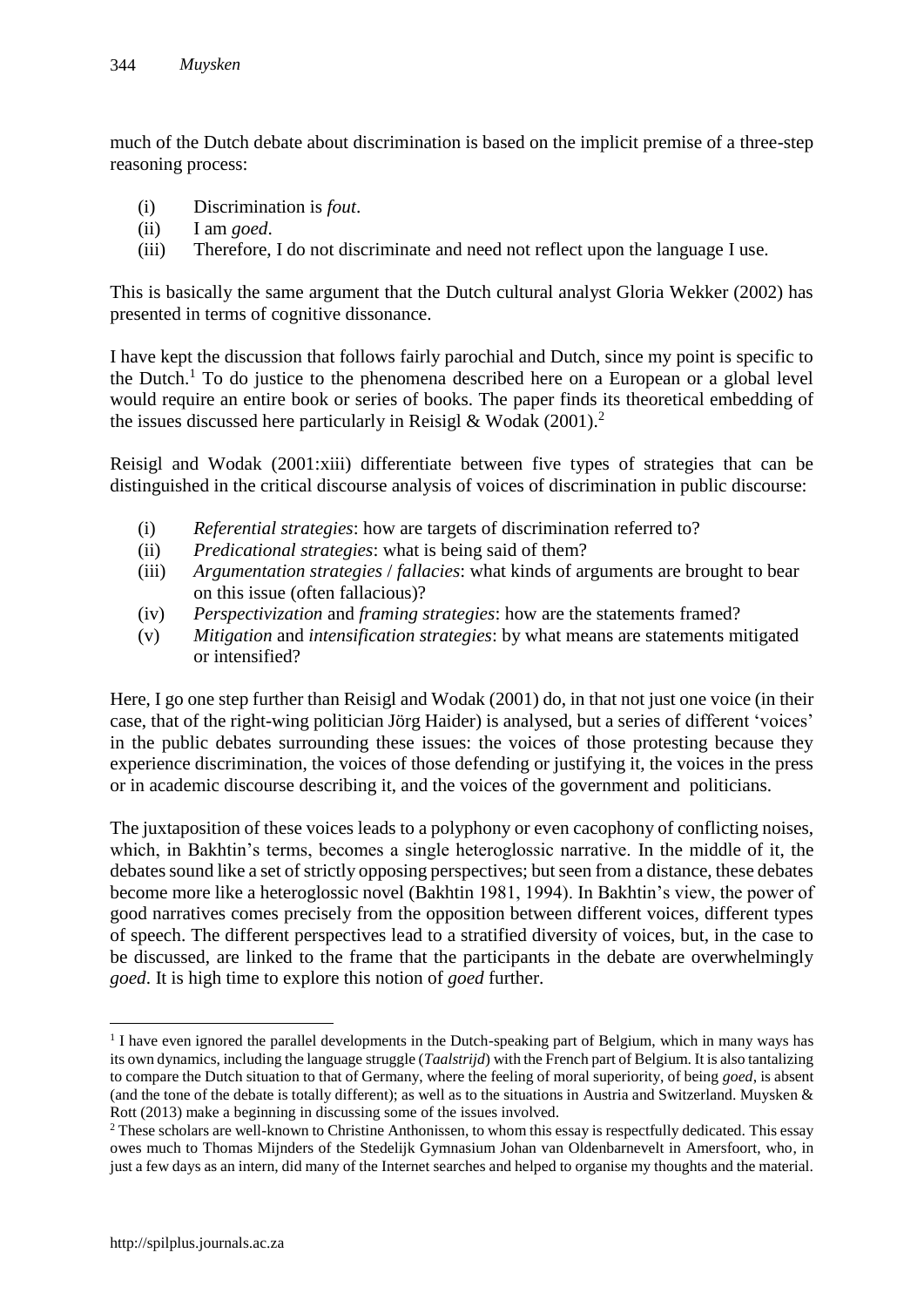much of the Dutch debate about discrimination is based on the implicit premise of a three-step reasoning process:

(i) Discrimination is *fout*.
(ii) I am *goed*.
(iii) Therefore, I do not discriminate and need not reflect upon the language I use.

This is basically the same argument that the Dutch cultural analyst Gloria Wekker (2002) has presented in terms of cognitive dissonance.

I have kept the discussion that follows fairly parochial and Dutch, since my point is specific to the Dutch.[1] To do justice to the phenomena described here on a European or a global level would require an entire book or series of books. The paper finds its theoretical embedding of the issues discussed here particularly in Reisigl & Wodak (2001).[2]

Reisigl and Wodak (2001:xiii) differentiate between five types of strategies that can be distinguished in the critical discourse analysis of voices of discrimination in public discourse:

(i) *Referential strategies*: how are targets of discrimination referred to?
(ii) *Predicational strategies*: what is being said of them?
(iii) *Argumentation strategies* / *fallacies*: what kinds of arguments are brought to bear on this issue (often fallacious)?
(iv) *Perspectivization* and *framing strategies*: how are the statements framed?
(v) *Mitigation* and *intensification strategies*: by what means are statements mitigated or intensified?

Here, I go one step further than Reisigl and Wodak (2001) do, in that not just one voice (in their case, that of the right-wing politician Jörg Haider) is analysed, but a series of different 'voices' in the public debates surrounding these issues: the voices of those protesting because they experience discrimination, the voices of those defending or justifying it, the voices in the press or in academic discourse describing it, and the voices of the government and politicians.

The juxtaposition of these voices leads to a polyphony or even cacophony of conflicting noises, which, in Bakhtin's terms, becomes a single heteroglossic narrative. In the middle of it, the debates sound like a set of strictly opposing perspectives; but seen from a distance, these debates become more like a heteroglossic novel (Bakhtin 1981, 1994). In Bakhtin's view, the power of good narratives comes precisely from the opposition between different voices, different types of speech. The different perspectives lead to a stratified diversity of voices, but, in the case to be discussed, are linked to the frame that the participants in the debate are overwhelmingly *goed*. It is high time to explore this notion of *goed* further.

---

[1] I have even ignored the parallel developments in the Dutch-speaking part of Belgium, which in many ways has its own dynamics, including the language struggle (*Taalstrijd*) with the French part of Belgium. It is also tantalizing to compare the Dutch situation to that of Germany, where the feeling of moral superiority, of being *goed*, is absent (and the tone of the debate is totally different); as well as to the situations in Austria and Switzerland. Muysken & Rott (2013) make a beginning in discussing some of the issues involved.

[2] These scholars are well-known to Christine Anthonissen, to whom this essay is respectfully dedicated. This essay owes much to Thomas Mijnders of the Stedelijk Gymnasium Johan van Oldenbarnevelt in Amersfoort, who, in just a few days as an intern, did many of the Internet searches and helped to organise my thoughts and the material.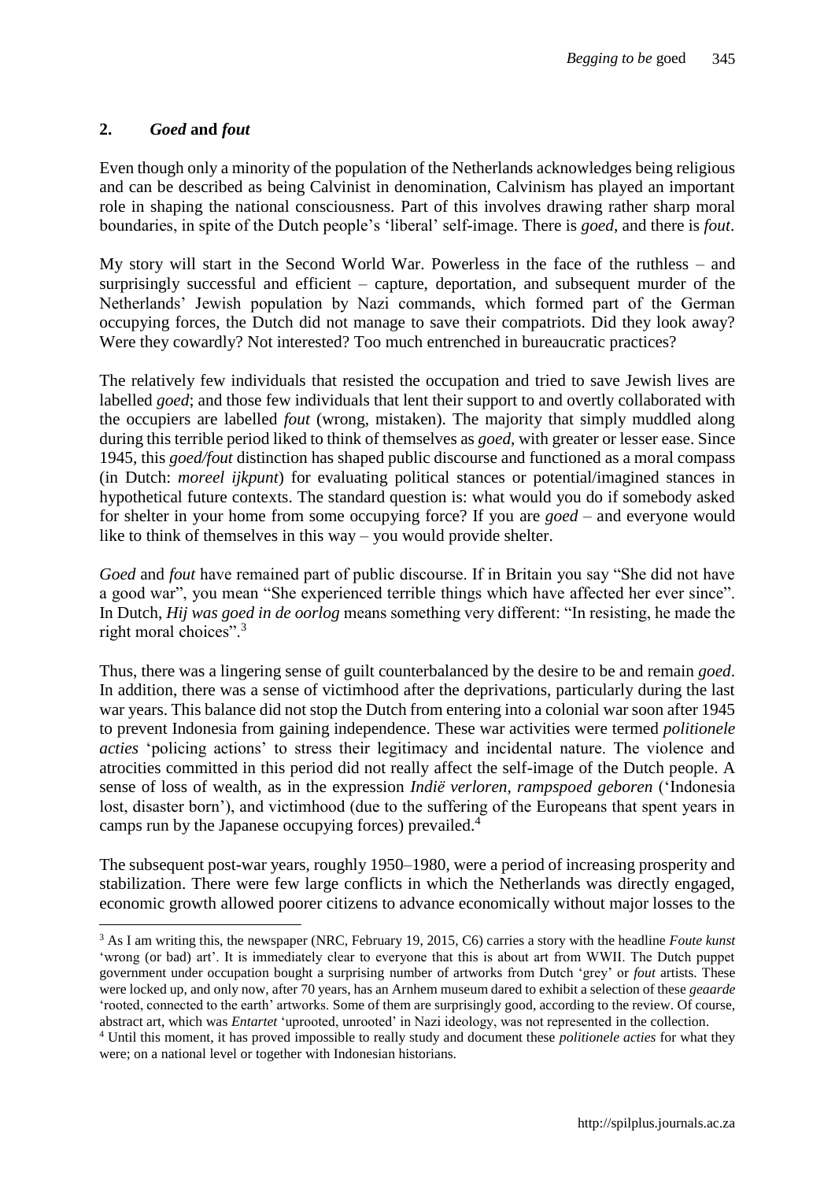## 2. *Goed* and *fout*

Even though only a minority of the population of the Netherlands acknowledges being religious and can be described as being Calvinist in denomination, Calvinism has played an important role in shaping the national consciousness. Part of this involves drawing rather sharp moral boundaries, in spite of the Dutch people's 'liberal' self-image. There is *goed*, and there is *fout*.

My story will start in the Second World War. Powerless in the face of the ruthless – and surprisingly successful and efficient – capture, deportation, and subsequent murder of the Netherlands' Jewish population by Nazi commands, which formed part of the German occupying forces, the Dutch did not manage to save their compatriots. Did they look away? Were they cowardly? Not interested? Too much entrenched in bureaucratic practices?

The relatively few individuals that resisted the occupation and tried to save Jewish lives are labelled *goed*; and those few individuals that lent their support to and overtly collaborated with the occupiers are labelled *fout* (wrong, mistaken). The majority that simply muddled along during this terrible period liked to think of themselves as *goed*, with greater or lesser ease. Since 1945, this *goed/fout* distinction has shaped public discourse and functioned as a moral compass (in Dutch: *moreel ijkpunt*) for evaluating political stances or potential/imagined stances in hypothetical future contexts. The standard question is: what would you do if somebody asked for shelter in your home from some occupying force? If you are *goed* – and everyone would like to think of themselves in this way – you would provide shelter.

*Goed* and *fout* have remained part of public discourse. If in Britain you say "She did not have a good war", you mean "She experienced terrible things which have affected her ever since". In Dutch, *Hij was goed in de oorlog* means something very different: "In resisting, he made the right moral choices".[3]

Thus, there was a lingering sense of guilt counterbalanced by the desire to be and remain *goed*. In addition, there was a sense of victimhood after the deprivations, particularly during the last war years. This balance did not stop the Dutch from entering into a colonial war soon after 1945 to prevent Indonesia from gaining independence. These war activities were termed *politionele acties* 'policing actions' to stress their legitimacy and incidental nature. The violence and atrocities committed in this period did not really affect the self-image of the Dutch people. A sense of loss of wealth, as in the expression *Indië verloren, rampspoed geboren* ('Indonesia lost, disaster born'), and victimhood (due to the suffering of the Europeans that spent years in camps run by the Japanese occupying forces) prevailed.[4]

The subsequent post-war years, roughly 1950–1980, were a period of increasing prosperity and stabilization. There were few large conflicts in which the Netherlands was directly engaged, economic growth allowed poorer citizens to advance economically without major losses to the

---

[3] As I am writing this, the newspaper (NRC, February 19, 2015, C6) carries a story with the headline *Foute kunst* 'wrong (or bad) art'. It is immediately clear to everyone that this is about art from WWII. The Dutch puppet government under occupation bought a surprising number of artworks from Dutch 'grey' or *fout* artists. These were locked up, and only now, after 70 years, has an Arnhem museum dared to exhibit a selection of these *geaarde* 'rooted, connected to the earth' artworks. Some of them are surprisingly good, according to the review. Of course, abstract art, which was *Entartet* 'uprooted, unrooted' in Nazi ideology, was not represented in the collection.

[4] Until this moment, it has proved impossible to really study and document these *politionele acties* for what they were; on a national level or together with Indonesian historians.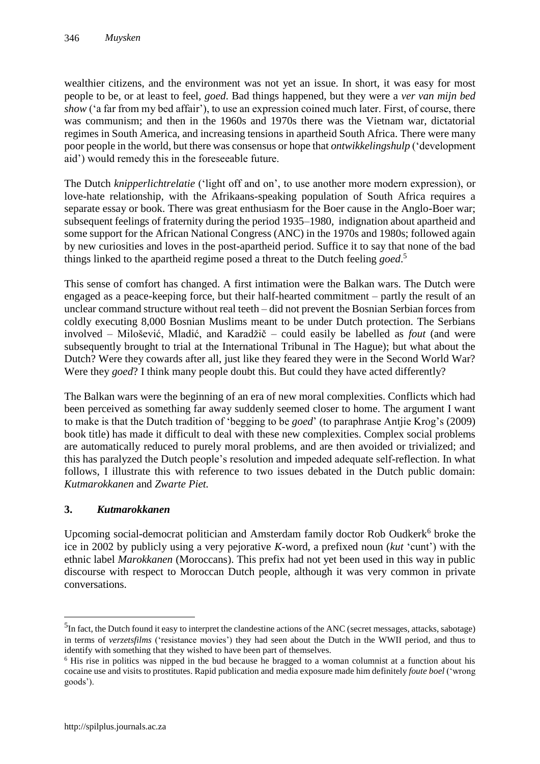wealthier citizens, and the environment was not yet an issue. In short, it was easy for most people to be, or at least to feel, *goed*. Bad things happened, but they were a *ver van mijn bed show* ('a far from my bed affair'), to use an expression coined much later. First, of course, there was communism; and then in the 1960s and 1970s there was the Vietnam war, dictatorial regimes in South America, and increasing tensions in apartheid South Africa. There were many poor people in the world, but there was consensus or hope that *ontwikkelingshulp* ('development aid') would remedy this in the foreseeable future.

The Dutch *knipperlichtrelatie* ('light off and on', to use another more modern expression), or love-hate relationship, with the Afrikaans-speaking population of South Africa requires a separate essay or book. There was great enthusiasm for the Boer cause in the Anglo-Boer war; subsequent feelings of fraternity during the period 1935–1980, indignation about apartheid and some support for the African National Congress (ANC) in the 1970s and 1980s; followed again by new curiosities and loves in the post-apartheid period. Suffice it to say that none of the bad things linked to the apartheid regime posed a threat to the Dutch feeling *goed*.[5]

This sense of comfort has changed. A first intimation were the Balkan wars. The Dutch were engaged as a peace-keeping force, but their half-hearted commitment – partly the result of an unclear command structure without real teeth – did not prevent the Bosnian Serbian forces from coldly executing 8,000 Bosnian Muslims meant to be under Dutch protection. The Serbians involved – Milošević, Mladić, and Karadžič – could easily be labelled as *fout* (and were subsequently brought to trial at the International Tribunal in The Hague); but what about the Dutch? Were they cowards after all, just like they feared they were in the Second World War? Were they *goed*? I think many people doubt this. But could they have acted differently?

The Balkan wars were the beginning of an era of new moral complexities. Conflicts which had been perceived as something far away suddenly seemed closer to home. The argument I want to make is that the Dutch tradition of 'begging to be *goed*' (to paraphrase Antjie Krog's (2009) book title) has made it difficult to deal with these new complexities. Complex social problems are automatically reduced to purely moral problems, and are then avoided or trivialized; and this has paralyzed the Dutch people's resolution and impeded adequate self-reflection. In what follows, I illustrate this with reference to two issues debated in the Dutch public domain: *Kutmarokkanen* and *Zwarte Piet.*

## 3. *Kutmarokkanen*

Upcoming social-democrat politician and Amsterdam family doctor Rob Oudkerk[6] broke the ice in 2002 by publicly using a very pejorative *K*-word, a prefixed noun (*kut* 'cunt') with the ethnic label *Marokkanen* (Moroccans). This prefix had not yet been used in this way in public discourse with respect to Moroccan Dutch people, although it was very common in private conversations.

---

[5] In fact, the Dutch found it easy to interpret the clandestine actions of the ANC (secret messages, attacks, sabotage) in terms of *verzetsfilms* ('resistance movies') they had seen about the Dutch in the WWII period, and thus to identify with something that they wished to have been part of themselves.

[6] His rise in politics was nipped in the bud because he bragged to a woman columnist at a function about his cocaine use and visits to prostitutes. Rapid publication and media exposure made him definitely *foute boel* ('wrong goods').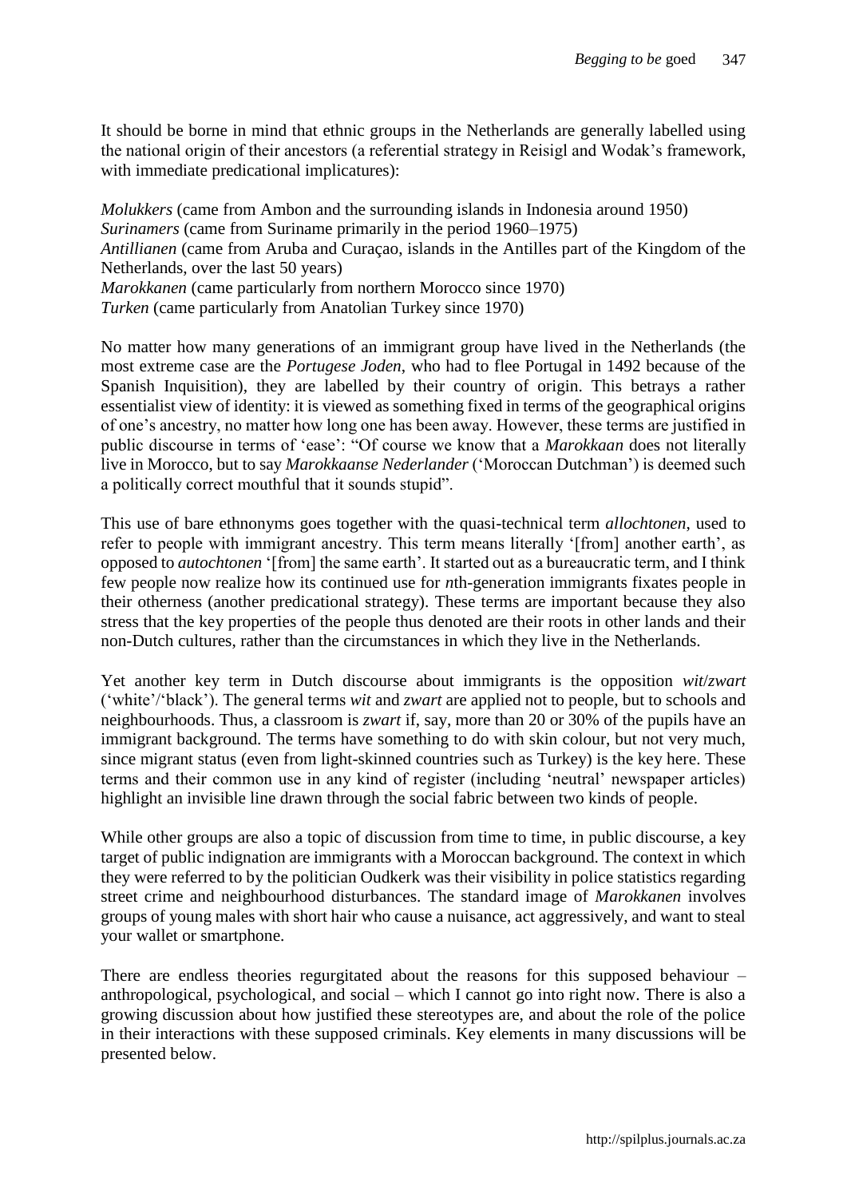It should be borne in mind that ethnic groups in the Netherlands are generally labelled using the national origin of their ancestors (a referential strategy in Reisigl and Wodak's framework, with immediate predicational implicatures):

*Molukkers* (came from Ambon and the surrounding islands in Indonesia around 1950)
*Surinamers* (came from Suriname primarily in the period 1960–1975)
*Antillianen* (came from Aruba and Curaçao, islands in the Antilles part of the Kingdom of the Netherlands, over the last 50 years)
*Marokkanen* (came particularly from northern Morocco since 1970)
*Turken* (came particularly from Anatolian Turkey since 1970)

No matter how many generations of an immigrant group have lived in the Netherlands (the most extreme case are the *Portugese Joden*, who had to flee Portugal in 1492 because of the Spanish Inquisition), they are labelled by their country of origin. This betrays a rather essentialist view of identity: it is viewed as something fixed in terms of the geographical origins of one's ancestry, no matter how long one has been away. However, these terms are justified in public discourse in terms of 'ease': "Of course we know that a *Marokkaan* does not literally live in Morocco, but to say *Marokkaanse Nederlander* ('Moroccan Dutchman') is deemed such a politically correct mouthful that it sounds stupid".

This use of bare ethnonyms goes together with the quasi-technical term *allochtonen*, used to refer to people with immigrant ancestry. This term means literally '[from] another earth', as opposed to *autochtonen* '[from] the same earth'. It started out as a bureaucratic term, and I think few people now realize how its continued use for *n*th-generation immigrants fixates people in their otherness (another predicational strategy). These terms are important because they also stress that the key properties of the people thus denoted are their roots in other lands and their non-Dutch cultures, rather than the circumstances in which they live in the Netherlands.

Yet another key term in Dutch discourse about immigrants is the opposition *wit*/*zwart* ('white'/'black'). The general terms *wit* and *zwart* are applied not to people, but to schools and neighbourhoods. Thus, a classroom is *zwart* if, say, more than 20 or 30% of the pupils have an immigrant background. The terms have something to do with skin colour, but not very much, since migrant status (even from light-skinned countries such as Turkey) is the key here. These terms and their common use in any kind of register (including 'neutral' newspaper articles) highlight an invisible line drawn through the social fabric between two kinds of people.

While other groups are also a topic of discussion from time to time, in public discourse, a key target of public indignation are immigrants with a Moroccan background. The context in which they were referred to by the politician Oudkerk was their visibility in police statistics regarding street crime and neighbourhood disturbances. The standard image of *Marokkanen* involves groups of young males with short hair who cause a nuisance, act aggressively, and want to steal your wallet or smartphone.

There are endless theories regurgitated about the reasons for this supposed behaviour – anthropological, psychological, and social – which I cannot go into right now. There is also a growing discussion about how justified these stereotypes are, and about the role of the police in their interactions with these supposed criminals. Key elements in many discussions will be presented below.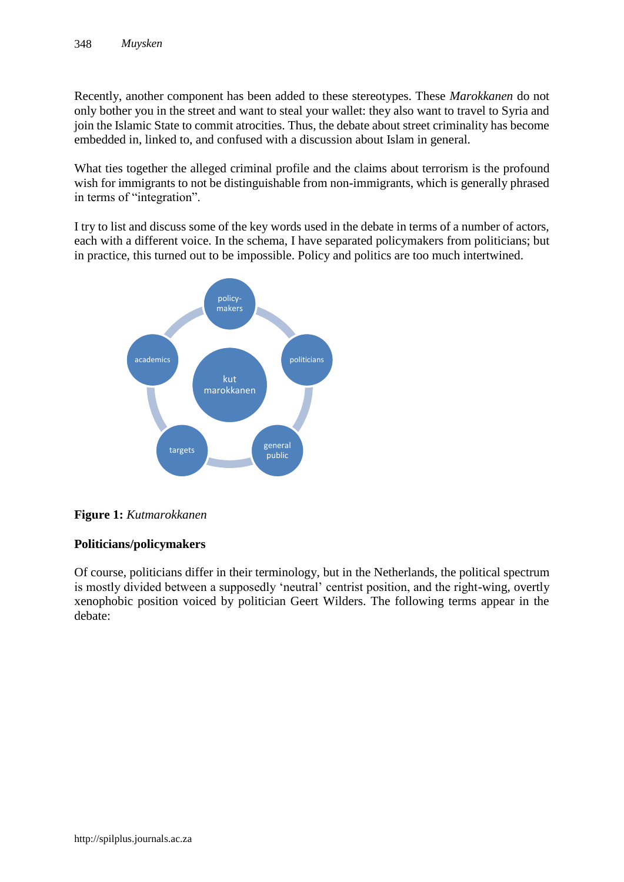Recently, another component has been added to these stereotypes. These *Marokkanen* do not only bother you in the street and want to steal your wallet: they also want to travel to Syria and join the Islamic State to commit atrocities. Thus, the debate about street criminality has become embedded in, linked to, and confused with a discussion about Islam in general.

What ties together the alleged criminal profile and the claims about terrorism is the profound wish for immigrants to not be distinguishable from non-immigrants, which is generally phrased in terms of "integration".

I try to list and discuss some of the key words used in the debate in terms of a number of actors, each with a different voice. In the schema, I have separated policymakers from politicians; but in practice, this turned out to be impossible. Policy and politics are too much intertwined.

policy-makers

academics

kut marokkanen

politicians

targets

general public

**Figure 1:** *Kutmarokkanen*

**Politicians/policymakers**

Of course, politicians differ in their terminology, but in the Netherlands, the political spectrum is mostly divided between a supposedly 'neutral' centrist position, and the right-wing, overtly xenophobic position voiced by politician Geert Wilders. The following terms appear in the debate: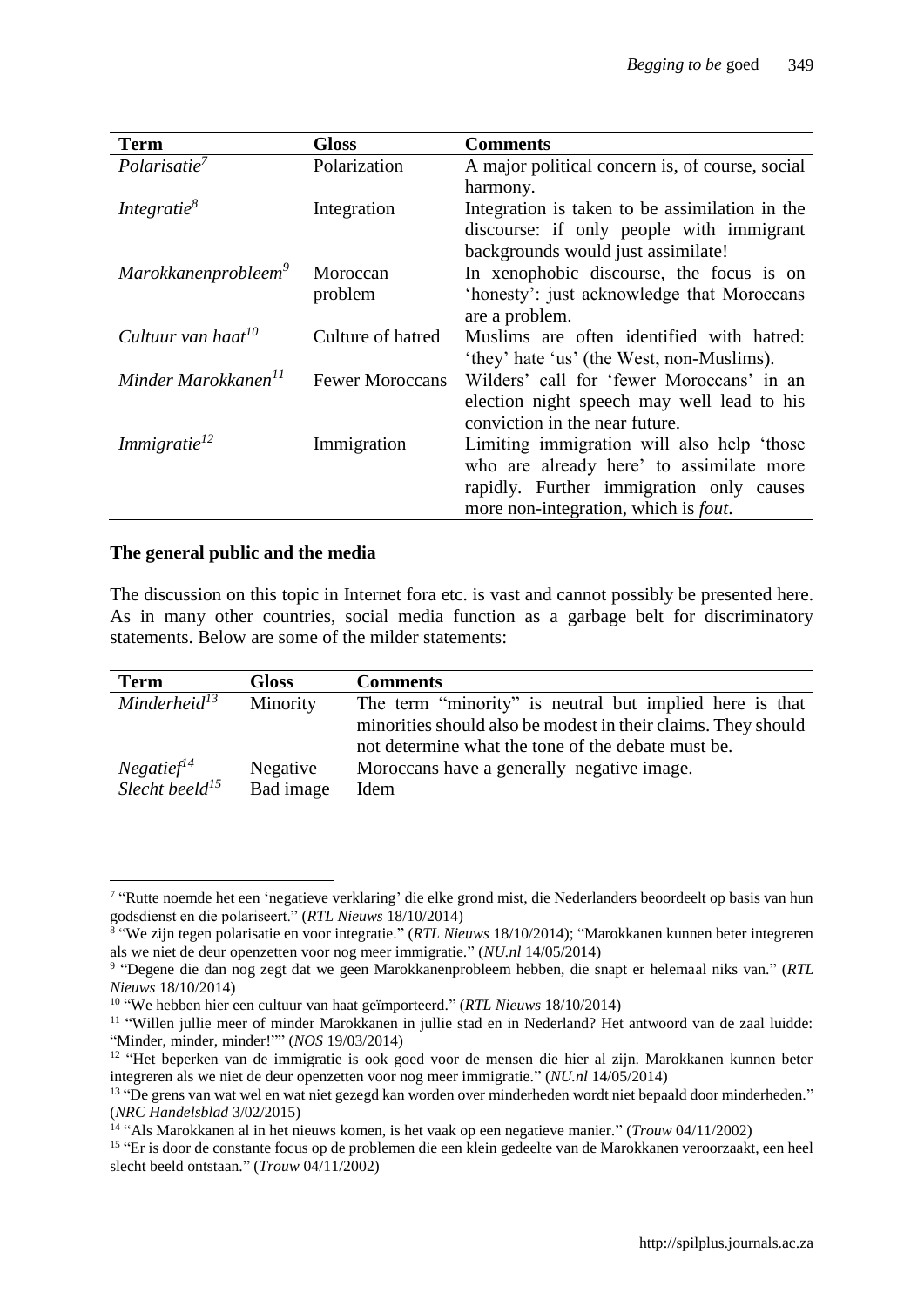| Term | Gloss | Comments |
|---|---|---|
| *Polarisatie*[7] | Polarization | A major political concern is, of course, social harmony. |
| *Integratie*[8] | Integration | Integration is taken to be assimilation in the discourse: if only people with immigrant backgrounds would just assimilate! |
| *Marokkanenprobleem*[9] | Moroccan problem | In xenophobic discourse, the focus is on 'honesty': just acknowledge that Moroccans are a problem. |
| *Cultuur van haat*[10] | Culture of hatred | Muslims are often identified with hatred: 'they' hate 'us' (the West, non-Muslims). |
| *Minder Marokkanen*[11] | Fewer Moroccans | Wilders' call for 'fewer Moroccans' in an election night speech may well lead to his conviction in the near future. |
| *Immigratie*[12] | Immigration | Limiting immigration will also help 'those who are already here' to assimilate more rapidly. Further immigration only causes more non-integration, which is *fout*. |

**The general public and the media**

The discussion on this topic in Internet fora etc. is vast and cannot possibly be presented here. As in many other countries, social media function as a garbage belt for discriminatory statements. Below are some of the milder statements:

| Term | Gloss | Comments |
|---|---|---|
| *Minderheid*[13] | Minority | The term "minority" is neutral but implied here is that minorities should also be modest in their claims. They should not determine what the tone of the debate must be. |
| *Negatief*[14] | Negative | Moroccans have a generally negative image. |
| *Slecht beeld*[15] | Bad image | Idem |

[7] "Rutte noemde het een 'negatieve verklaring' die elke grond mist, die Nederlanders beoordeelt op basis van hun godsdienst en die polariseert." (*RTL Nieuws* 18/10/2014)

[8] "We zijn tegen polarisatie en voor integratie." (*RTL Nieuws* 18/10/2014); "Marokkanen kunnen beter integreren als we niet de deur openzetten voor nog meer immigratie." (*NU.nl* 14/05/2014)

[9] "Degene die dan nog zegt dat we geen Marokkanenprobleem hebben, die snapt er helemaal niks van." (*RTL Nieuws* 18/10/2014)

[10] "We hebben hier een cultuur van haat geïmporteerd." (*RTL Nieuws* 18/10/2014)

[11] "Willen jullie meer of minder Marokkanen in jullie stad en in Nederland? Het antwoord van de zaal luidde: "Minder, minder, minder!"" (*NOS* 19/03/2014)

[12] "Het beperken van de immigratie is ook goed voor de mensen die hier al zijn. Marokkanen kunnen beter integreren als we niet de deur openzetten voor nog meer immigratie." (*NU.nl* 14/05/2014)

[13] "De grens van wat wel en wat niet gezegd kan worden over minderheden wordt niet bepaald door minderheden." (*NRC Handelsblad* 3/02/2015)

[14] "Als Marokkanen al in het nieuws komen, is het vaak op een negatieve manier." (*Trouw* 04/11/2002)

[15] "Er is door de constante focus op de problemen die een klein gedeelte van de Marokkanen veroorzaakt, een heel slecht beeld ontstaan." (*Trouw* 04/11/2002)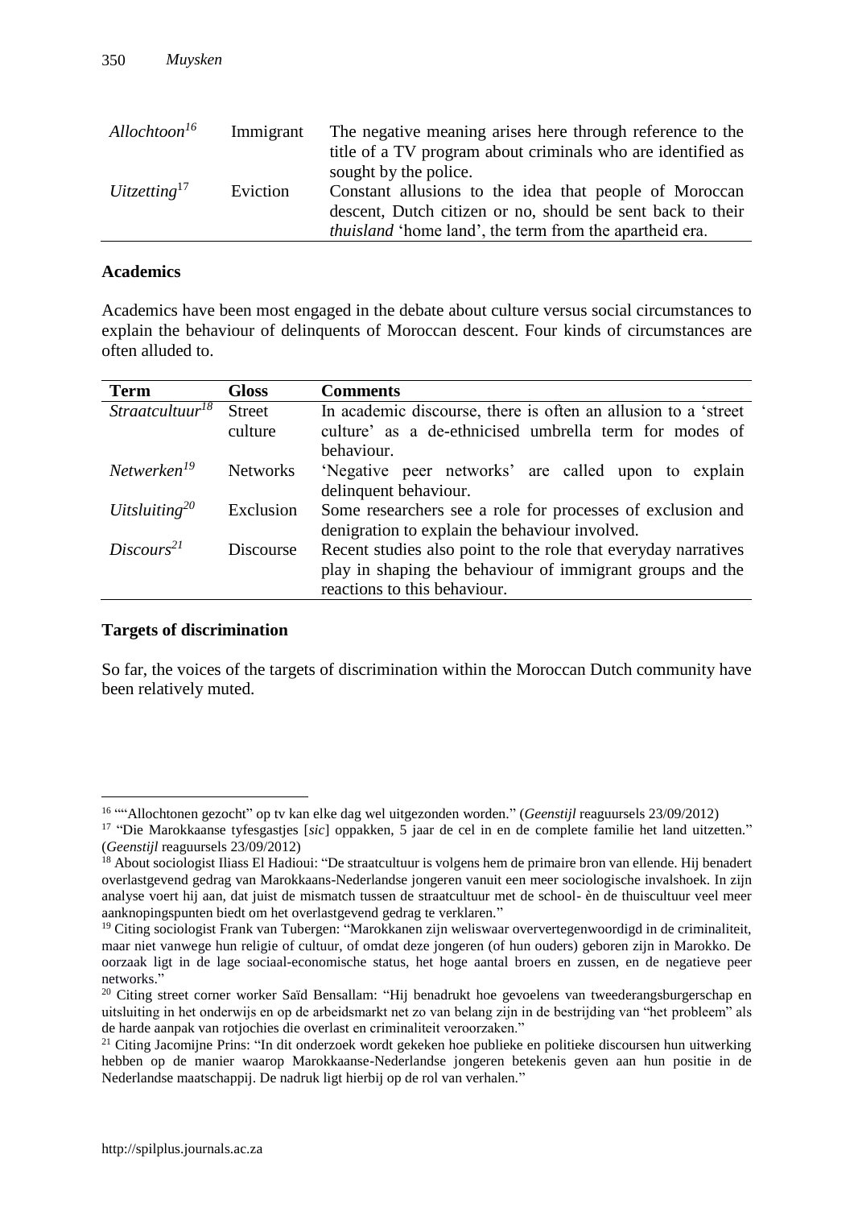| | | |
|---|---|---|
| *Allochtoon*[16] | Immigrant | The negative meaning arises here through reference to the title of a TV program about criminals who are identified as sought by the police. |
| *Uitzetting*[17] | Eviction | Constant allusions to the idea that people of Moroccan descent, Dutch citizen or no, should be sent back to their *thuisland* 'home land', the term from the apartheid era. |

**Academics**

Academics have been most engaged in the debate about culture versus social circumstances to explain the behaviour of delinquents of Moroccan descent. Four kinds of circumstances are often alluded to.

| Term | Gloss | Comments |
|---|---|---|
| *Straatcultuur*[18] | Street culture | In academic discourse, there is often an allusion to a 'street culture' as a de-ethnicised umbrella term for modes of behaviour. |
| *Netwerken*[19] | Networks | 'Negative peer networks' are called upon to explain delinquent behaviour. |
| *Uitsluiting*[20] | Exclusion | Some researchers see a role for processes of exclusion and denigration to explain the behaviour involved. |
| *Discours*[21] | Discourse | Recent studies also point to the role that everyday narratives play in shaping the behaviour of immigrant groups and the reactions to this behaviour. |

**Targets of discrimination**

So far, the voices of the targets of discrimination within the Moroccan Dutch community have been relatively muted.

---

[16] ""Allochtonen gezocht" op tv kan elke dag wel uitgezonden worden." (*Geenstijl* reaguursels 23/09/2012)

[17] "Die Marokkaanse tyfesgastjes [*sic*] oppakken, 5 jaar de cel in en de complete familie het land uitzetten." (*Geenstijl* reaguursels 23/09/2012)

[18] About sociologist Iliass El Hadioui: "De straatcultuur is volgens hem de primaire bron van ellende. Hij benadert overlastgevend gedrag van Marokkaans-Nederlandse jongeren vanuit een meer sociologische invalshoek. In zijn analyse voert hij aan, dat juist de mismatch tussen de straatcultuur met de school- èn de thuiscultuur veel meer aanknopingspunten biedt om het overlastgevend gedrag te verklaren."

[19] Citing sociologist Frank van Tubergen: "Marokkanen zijn weliswaar oververtegenwoordigd in de criminaliteit, maar niet vanwege hun religie of cultuur, of omdat deze jongeren (of hun ouders) geboren zijn in Marokko. De oorzaak ligt in de lage sociaal-economische status, het hoge aantal broers en zussen, en de negatieve peer networks."

[20] Citing street corner worker Saïd Bensallam: "Hij benadrukt hoe gevoelens van tweederangsburgerschap en uitsluiting in het onderwijs en op de arbeidsmarkt net zo van belang zijn in de bestrijding van "het probleem" als de harde aanpak van rotjochies die overlast en criminaliteit veroorzaken."

[21] Citing Jacomijne Prins: "In dit onderzoek wordt gekeken hoe publieke en politieke discoursen hun uitwerking hebben op de manier waarop Marokkaanse-Nederlandse jongeren betekenis geven aan hun positie in de Nederlandse maatschappij. De nadruk ligt hierbij op de rol van verhalen."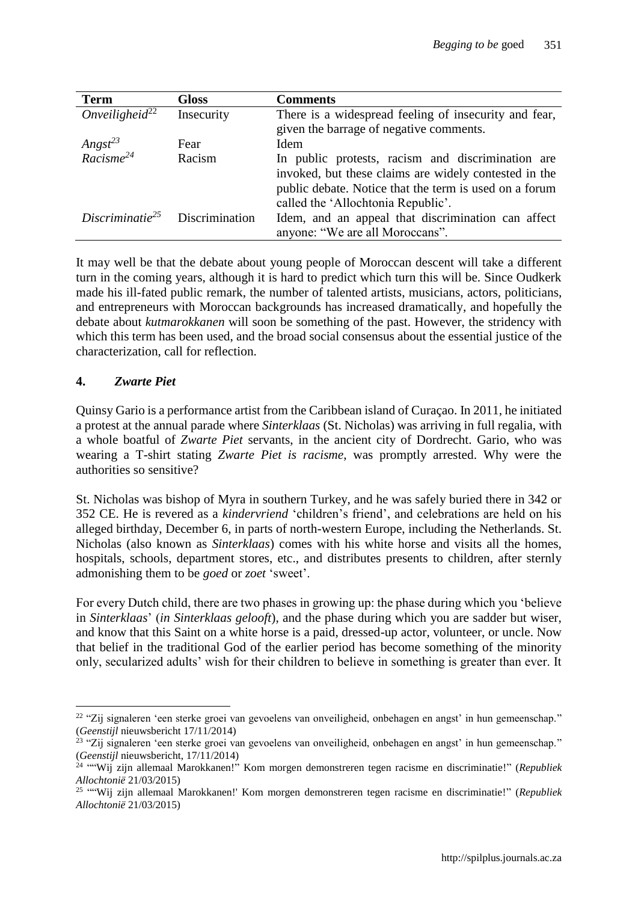| Term | Gloss | Comments |
|---|---|---|
| *Onveiligheid*[22] | Insecurity | There is a widespread feeling of insecurity and fear, given the barrage of negative comments. |
| *Angst*[23] | Fear | Idem |
| *Racisme*[24] | Racism | In public protests, racism and discrimination are invoked, but these claims are widely contested in the public debate. Notice that the term is used on a forum called the 'Allochtonia Republic'. |
| *Discriminatie*[25] | Discrimination | Idem, and an appeal that discrimination can affect anyone: "We are all Moroccans". |

It may well be that the debate about young people of Moroccan descent will take a different turn in the coming years, although it is hard to predict which turn this will be. Since Oudkerk made his ill-fated public remark, the number of talented artists, musicians, actors, politicians, and entrepreneurs with Moroccan backgrounds has increased dramatically, and hopefully the debate about *kutmarokkanen* will soon be something of the past. However, the stridency with which this term has been used, and the broad social consensus about the essential justice of the characterization, call for reflection.

## 4. *Zwarte Piet*

Quinsy Gario is a performance artist from the Caribbean island of Curaçao. In 2011, he initiated a protest at the annual parade where *Sinterklaas* (St. Nicholas) was arriving in full regalia, with a whole boatful of *Zwarte Piet* servants, in the ancient city of Dordrecht. Gario, who was wearing a T-shirt stating *Zwarte Piet is racisme*, was promptly arrested. Why were the authorities so sensitive?

St. Nicholas was bishop of Myra in southern Turkey, and he was safely buried there in 342 or 352 CE. He is revered as a *kindervriend* 'children's friend', and celebrations are held on his alleged birthday, December 6, in parts of north-western Europe, including the Netherlands. St. Nicholas (also known as *Sinterklaas*) comes with his white horse and visits all the homes, hospitals, schools, department stores, etc., and distributes presents to children, after sternly admonishing them to be *goed* or *zoet* 'sweet'.

For every Dutch child, there are two phases in growing up: the phase during which you 'believe in *Sinterklaas*' (*in Sinterklaas gelooft*), and the phase during which you are sadder but wiser, and know that this Saint on a white horse is a paid, dressed-up actor, volunteer, or uncle. Now that belief in the traditional God of the earlier period has become something of the minority only, secularized adults' wish for their children to believe in something is greater than ever. It

---

[22] "Zij signaleren 'een sterke groei van gevoelens van onveiligheid, onbehagen en angst' in hun gemeenschap." (*Geenstijl* nieuwsbericht 17/11/2014)

[23] "Zij signaleren 'een sterke groei van gevoelens van onveiligheid, onbehagen en angst' in hun gemeenschap." (*Geenstijl* nieuwsbericht, 17/11/2014)

[24] ""Wij zijn allemaal Marokkanen!" Kom morgen demonstreren tegen racisme en discriminatie!" (*Republiek Allochtonië* 21/03/2015)

[25] ""Wij zijn allemaal Marokkanen!' Kom morgen demonstreren tegen racisme en discriminatie!" (*Republiek Allochtonië* 21/03/2015)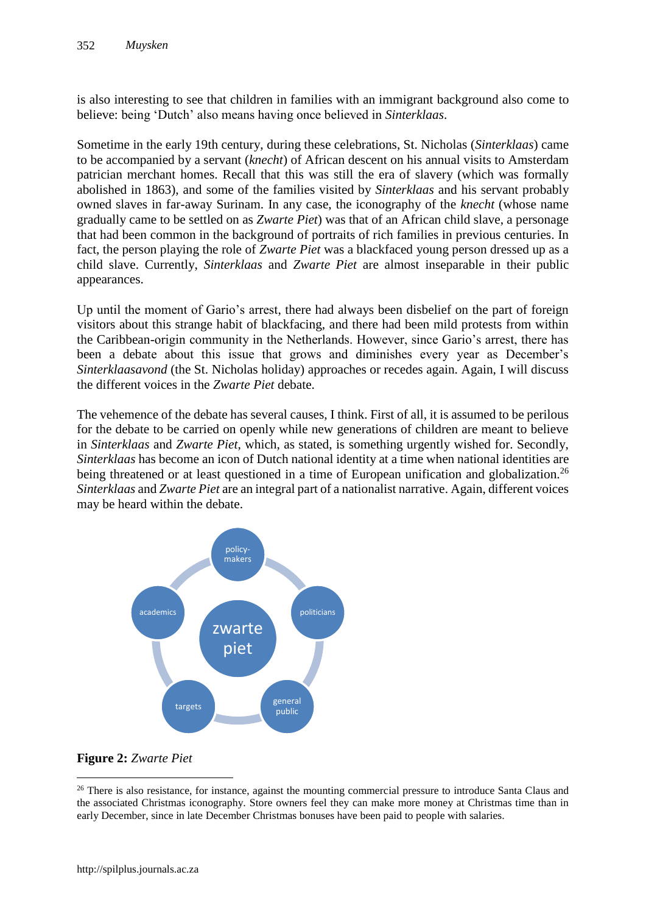is also interesting to see that children in families with an immigrant background also come to believe: being 'Dutch' also means having once believed in *Sinterklaas*.

Sometime in the early 19th century, during these celebrations, St. Nicholas (*Sinterklaas*) came to be accompanied by a servant (*knecht*) of African descent on his annual visits to Amsterdam patrician merchant homes. Recall that this was still the era of slavery (which was formally abolished in 1863), and some of the families visited by *Sinterklaas* and his servant probably owned slaves in far-away Surinam. In any case, the iconography of the *knecht* (whose name gradually came to be settled on as *Zwarte Piet*) was that of an African child slave, a personage that had been common in the background of portraits of rich families in previous centuries. In fact, the person playing the role of *Zwarte Piet* was a blackfaced young person dressed up as a child slave. Currently, *Sinterklaas* and *Zwarte Piet* are almost inseparable in their public appearances.

Up until the moment of Gario's arrest, there had always been disbelief on the part of foreign visitors about this strange habit of blackfacing, and there had been mild protests from within the Caribbean-origin community in the Netherlands. However, since Gario's arrest, there has been a debate about this issue that grows and diminishes every year as December's *Sinterklaasavond* (the St. Nicholas holiday) approaches or recedes again. Again, I will discuss the different voices in the *Zwarte Piet* debate.

The vehemence of the debate has several causes, I think. First of all, it is assumed to be perilous for the debate to be carried on openly while new generations of children are meant to believe in *Sinterklaas* and *Zwarte Piet*, which, as stated, is something urgently wished for. Secondly, *Sinterklaas* has become an icon of Dutch national identity at a time when national identities are being threatened or at least questioned in a time of European unification and globalization.[26] *Sinterklaas* and *Zwarte Piet* are an integral part of a nationalist narrative. Again, different voices may be heard within the debate.

**Figure 2:** *Zwarte Piet*

---

[26] There is also resistance, for instance, against the mounting commercial pressure to introduce Santa Claus and the associated Christmas iconography. Store owners feel they can make more money at Christmas time than in early December, since in late December Christmas bonuses have been paid to people with salaries.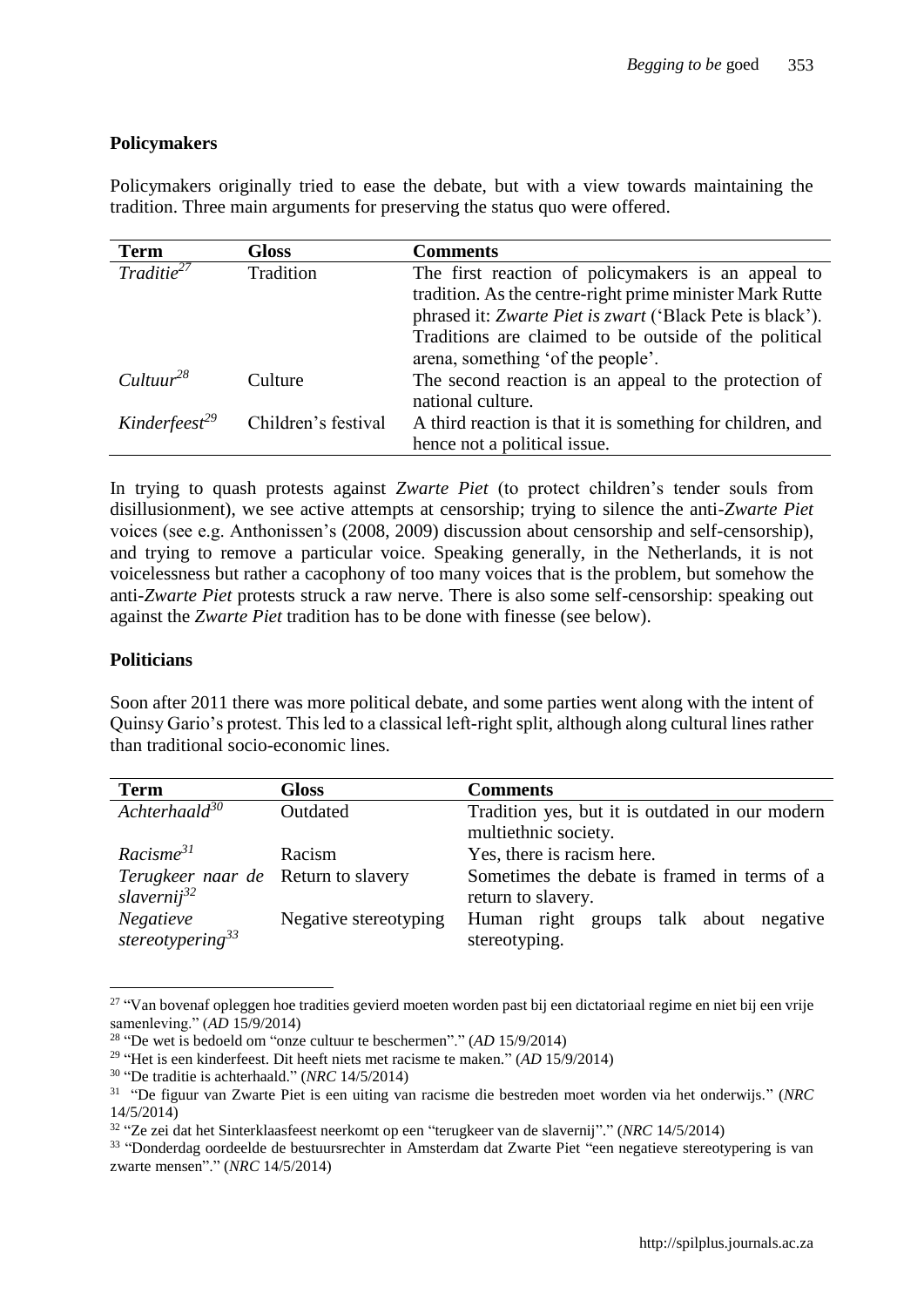### Policymakers

Policymakers originally tried to ease the debate, but with a view towards maintaining the tradition. Three main arguments for preserving the status quo were offered.

| Term | Gloss | Comments |
|---|---|---|
| *Traditie*[27] | Tradition | The first reaction of policymakers is an appeal to tradition. As the centre-right prime minister Mark Rutte phrased it: *Zwarte Piet is zwart* ('Black Pete is black'). Traditions are claimed to be outside of the political arena, something 'of the people'. |
| *Cultuur*[28] | Culture | The second reaction is an appeal to the protection of national culture. |
| *Kinderfeest*[29] | Children's festival | A third reaction is that it is something for children, and hence not a political issue. |

In trying to quash protests against *Zwarte Piet* (to protect children's tender souls from disillusionment), we see active attempts at censorship; trying to silence the anti-*Zwarte Piet* voices (see e.g. Anthonissen's (2008, 2009) discussion about censorship and self-censorship), and trying to remove a particular voice. Speaking generally, in the Netherlands, it is not voicelessness but rather a cacophony of too many voices that is the problem, but somehow the anti-*Zwarte Piet* protests struck a raw nerve. There is also some self-censorship: speaking out against the *Zwarte Piet* tradition has to be done with finesse (see below).

### Politicians

Soon after 2011 there was more political debate, and some parties went along with the intent of Quinsy Gario's protest. This led to a classical left-right split, although along cultural lines rather than traditional socio-economic lines.

| Term | Gloss | Comments |
|---|---|---|
| *Achterhaald*[30] | Outdated | Tradition yes, but it is outdated in our modern multiethnic society. |
| *Racisme*[31] | Racism | Yes, there is racism here. |
| *Terugkeer naar de slavernij*[32] | Return to slavery | Sometimes the debate is framed in terms of a return to slavery. |
| *Negatieve stereotypering*[33] | Negative stereotyping | Human right groups talk about negative stereotyping. |

[27] "Van bovenaf opleggen hoe tradities gevierd moeten worden past bij een dictatoriaal regime en niet bij een vrije samenleving." (*AD* 15/9/2014)

[28] "De wet is bedoeld om "onze cultuur te beschermen"." (*AD* 15/9/2014)

[29] "Het is een kinderfeest. Dit heeft niets met racisme te maken." (*AD* 15/9/2014)

[30] "De traditie is achterhaald." (*NRC* 14/5/2014)

[31] "De figuur van Zwarte Piet is een uiting van racisme die bestreden moet worden via het onderwijs." (*NRC* 14/5/2014)

[32] "Ze zei dat het Sinterklaasfeest neerkomt op een "terugkeer van de slavernij"." (*NRC* 14/5/2014)

[33] "Donderdag oordeelde de bestuursrechter in Amsterdam dat Zwarte Piet "een negatieve stereotypering is van zwarte mensen"." (*NRC* 14/5/2014)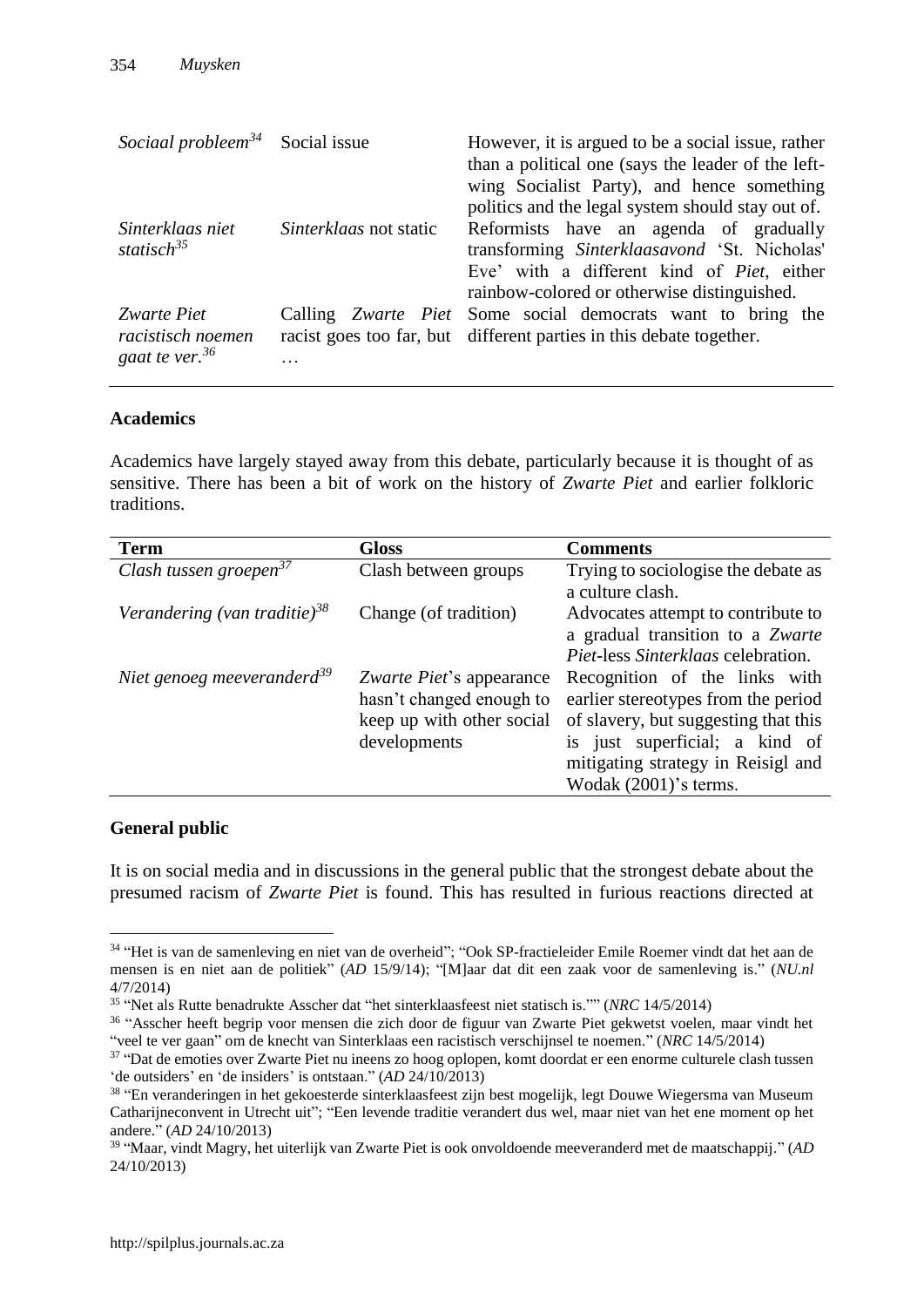| | | |
|---|---|---|
| *Sociaal probleem*[34] | Social issue | However, it is argued to be a social issue, rather than a political one (says the leader of the left-wing Socialist Party), and hence something politics and the legal system should stay out of. |
| *Sinterklaas niet statisch*[35] | *Sinterklaas* not static | Reformists have an agenda of gradually transforming *Sinterklaasavond* 'St. Nicholas' Eve' with a different kind of *Piet*, either rainbow-colored or otherwise distinguished. |
| *Zwarte Piet racistisch noemen gaat te ver.*[36] | Calling *Zwarte Piet* racist goes too far, but … | Some social democrats want to bring the different parties in this debate together. |

**Academics**

Academics have largely stayed away from this debate, particularly because it is thought of as sensitive. There has been a bit of work on the history of *Zwarte Piet* and earlier folkloric traditions.

| Term | Gloss | Comments |
|---|---|---|
| *Clash tussen groepen*[37] | Clash between groups | Trying to sociologise the debate as a culture clash. |
| *Verandering (van traditie)*[38] | Change (of tradition) | Advocates attempt to contribute to a gradual transition to a *Zwarte Piet*-less *Sinterklaas* celebration. |
| *Niet genoeg meeveranderd*[39] | *Zwarte Piet*'s appearance hasn't changed enough to keep up with other social developments | Recognition of the links with earlier stereotypes from the period of slavery, but suggesting that this is just superficial; a kind of mitigating strategy in Reisigl and Wodak (2001)'s terms. |

**General public**

It is on social media and in discussions in the general public that the strongest debate about the presumed racism of *Zwarte Piet* is found. This has resulted in furious reactions directed at

---

[34] "Het is van de samenleving en niet van de overheid"; "Ook SP-fractieleider Emile Roemer vindt dat het aan de mensen is en niet aan de politiek" (*AD* 15/9/14); "[M]aar dat dit een zaak voor de samenleving is." (*NU.nl* 4/7/2014)

[35] "Net als Rutte benadrukte Asscher dat "het sinterklaasfeest niet statisch is."" (*NRC* 14/5/2014)

[36] "Asscher heeft begrip voor mensen die zich door de figuur van Zwarte Piet gekwetst voelen, maar vindt het "veel te ver gaan" om de knecht van Sinterklaas een racistisch verschijnsel te noemen." (*NRC* 14/5/2014)

[37] "Dat de emoties over Zwarte Piet nu ineens zo hoog oplopen, komt doordat er een enorme culturele clash tussen 'de outsiders' en 'de insiders' is ontstaan." (*AD* 24/10/2013)

[38] "En veranderingen in het gekoesterde sinterklaasfeest zijn best mogelijk, legt Douwe Wiegersma van Museum Catharijneconvent in Utrecht uit"; "Een levende traditie verandert dus wel, maar niet van het ene moment op het andere." (*AD* 24/10/2013)

[39] "Maar, vindt Magry, het uiterlijk van Zwarte Piet is ook onvoldoende meeveranderd met de maatschappij." (*AD* 24/10/2013)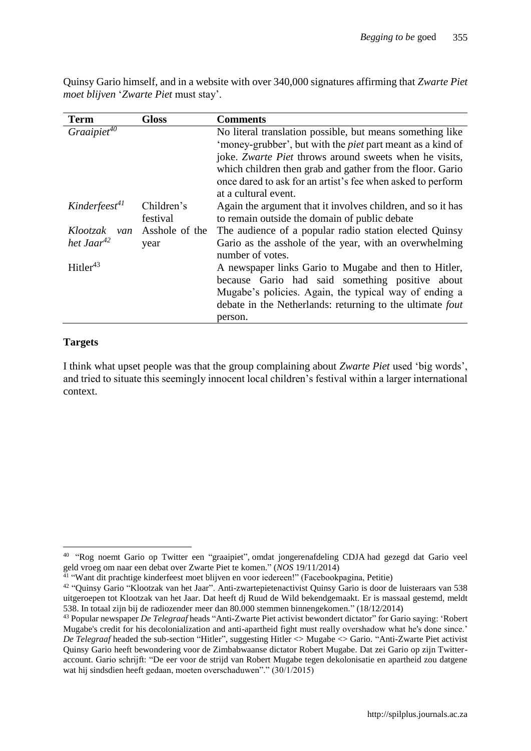Quinsy Gario himself, and in a website with over 340,000 signatures affirming that *Zwarte Piet moet blijven* '*Zwarte Piet* must stay'.

| Term | Gloss | Comments |
| --- | --- | --- |
| *Graaipiet*[40] | | No literal translation possible, but means something like 'money-grubber', but with the *piet* part meant as a kind of joke. *Zwarte Piet* throws around sweets when he visits, which children then grab and gather from the floor. Gario once dared to ask for an artist's fee when asked to perform at a cultural event. |
| *Kinderfeest*[41] | Children's festival | Again the argument that it involves children, and so it has to remain outside the domain of public debate |
| *Klootzak van het Jaar*[42] | Asshole of the year | The audience of a popular radio station elected Quinsy Gario as the asshole of the year, with an overwhelming number of votes. |
| Hitler[43] | | A newspaper links Gario to Mugabe and then to Hitler, because Gario had said something positive about Mugabe's policies. Again, the typical way of ending a debate in the Netherlands: returning to the ultimate *fout* person. |

**Targets**

I think what upset people was that the group complaining about *Zwarte Piet* used 'big words', and tried to situate this seemingly innocent local children's festival within a larger international context.

[40] "Rog noemt Gario op Twitter een "graaipiet", omdat jongerenafdeling CDJA had gezegd dat Gario veel geld vroeg om naar een debat over Zwarte Piet te komen." (*NOS* 19/11/2014)

[41] "Want dit prachtige kinderfeest moet blijven en voor iedereen!" (Facebookpagina, Petitie)

[42] "Quinsy Gario "Klootzak van het Jaar". Anti-zwartepietenactivist Quinsy Gario is door de luisteraars van 538 uitgeroepen tot Klootzak van het Jaar. Dat heeft dj Ruud de Wild bekendgemaakt. Er is massaal gestemd, meldt 538. In totaal zijn bij de radiozender meer dan 80.000 stemmen binnengekomen." (18/12/2014)

[43] Popular newspaper *De Telegraaf* heads "Anti-Zwarte Piet activist bewondert dictator" for Gario saying: 'Robert Mugabe's credit for his decolonialization and anti-apartheid fight must really overshadow what he's done since.' *De Telegraaf* headed the sub-section "Hitler", suggesting Hitler <> Mugabe <> Gario. "Anti-Zwarte Piet activist Quinsy Gario heeft bewondering voor de Zimbabwaanse dictator Robert Mugabe. Dat zei Gario op zijn Twitter-account. Gario schrijft: "De eer voor de strijd van Robert Mugabe tegen dekolonisatie en apartheid zou datgene wat hij sindsdien heeft gedaan, moeten overschaduwen"." (30/1/2015)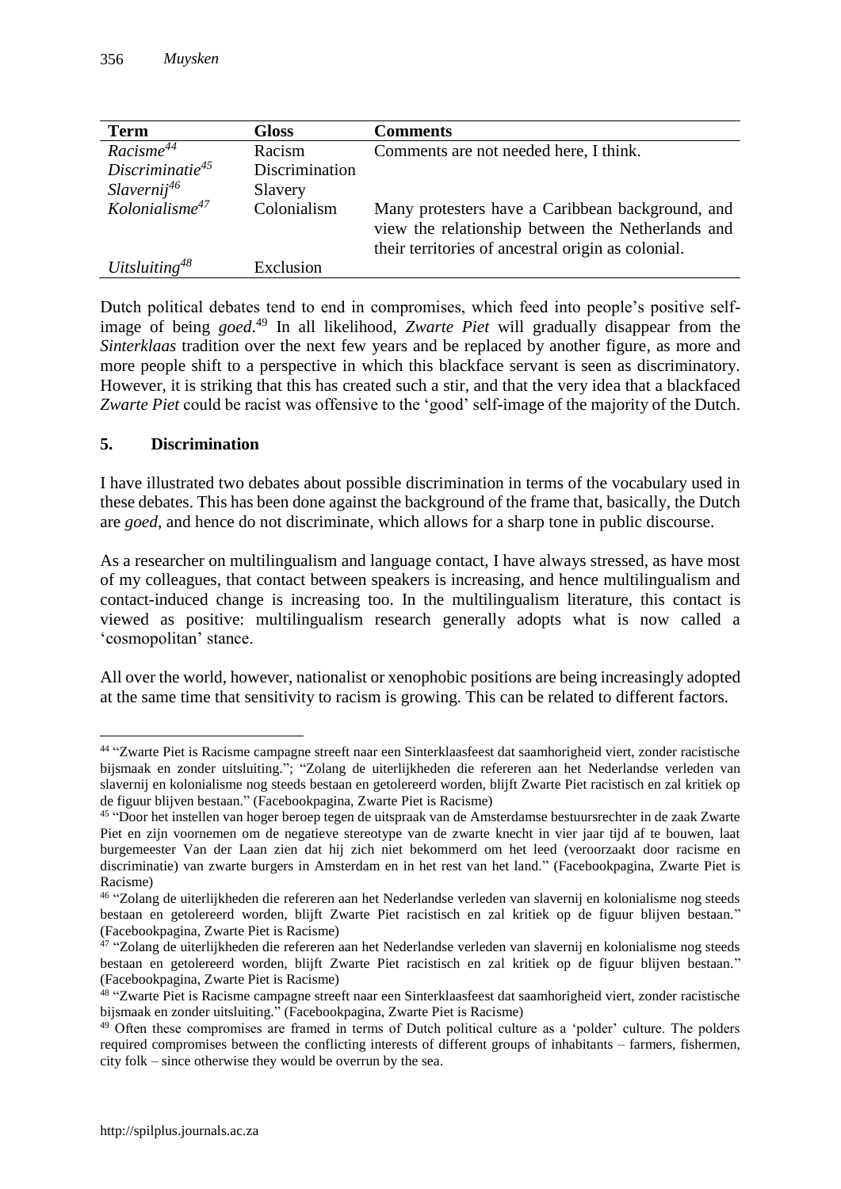| Term | Gloss | Comments |
|---|---|---|
| *Racisme*[44] | Racism | Comments are not needed here, I think. |
| *Discriminatie*[45] | Discrimination | |
| *Slavernij*[46] | Slavery | |
| *Kolonialisme*[47] | Colonialism | Many protesters have a Caribbean background, and view the relationship between the Netherlands and their territories of ancestral origin as colonial. |
| *Uitsluiting*[48] | Exclusion | |

Dutch political debates tend to end in compromises, which feed into people's positive self-image of being *goed*.[49] In all likelihood, *Zwarte Piet* will gradually disappear from the *Sinterklaas* tradition over the next few years and be replaced by another figure, as more and more people shift to a perspective in which this blackface servant is seen as discriminatory. However, it is striking that this has created such a stir, and that the very idea that a blackfaced *Zwarte Piet* could be racist was offensive to the 'good' self-image of the majority of the Dutch.

## 5. Discrimination

I have illustrated two debates about possible discrimination in terms of the vocabulary used in these debates. This has been done against the background of the frame that, basically, the Dutch are *goed*, and hence do not discriminate, which allows for a sharp tone in public discourse.

As a researcher on multilingualism and language contact, I have always stressed, as have most of my colleagues, that contact between speakers is increasing, and hence multilingualism and contact-induced change is increasing too. In the multilingualism literature, this contact is viewed as positive: multilingualism research generally adopts what is now called a 'cosmopolitan' stance.

All over the world, however, nationalist or xenophobic positions are being increasingly adopted at the same time that sensitivity to racism is growing. This can be related to different factors.

---

[44] "Zwarte Piet is Racisme campagne streeft naar een Sinterklaasfeest dat saamhorigheid viert, zonder racistische bijsmaak en zonder uitsluiting."; "Zolang de uiterlijkheden die refereren aan het Nederlandse verleden van slavernij en kolonialisme nog steeds bestaan en getolereerd worden, blijft Zwarte Piet racistisch en zal kritiek op de figuur blijven bestaan." (Facebookpagina, Zwarte Piet is Racisme)

[45] "Door het instellen van hoger beroep tegen de uitspraak van de Amsterdamse bestuursrechter in de zaak Zwarte Piet en zijn voornemen om de negatieve stereotype van de zwarte knecht in vier jaar tijd af te bouwen, laat burgemeester Van der Laan zien dat hij zich niet bekommerd om het leed (veroorzaakt door racisme en discriminatie) van zwarte burgers in Amsterdam en in het rest van het land." (Facebookpagina, Zwarte Piet is Racisme)

[46] "Zolang de uiterlijkheden die refereren aan het Nederlandse verleden van slavernij en kolonialisme nog steeds bestaan en getolereerd worden, blijft Zwarte Piet racistisch en zal kritiek op de figuur blijven bestaan." (Facebookpagina, Zwarte Piet is Racisme)

[47] "Zolang de uiterlijkheden die refereren aan het Nederlandse verleden van slavernij en kolonialisme nog steeds bestaan en getolereerd worden, blijft Zwarte Piet racistisch en zal kritiek op de figuur blijven bestaan." (Facebookpagina, Zwarte Piet is Racisme)

[48] "Zwarte Piet is Racisme campagne streeft naar een Sinterklaasfeest dat saamhorigheid viert, zonder racistische bijsmaak en zonder uitsluiting." (Facebookpagina, Zwarte Piet is Racisme)

[49] Often these compromises are framed in terms of Dutch political culture as a 'polder' culture. The polders required compromises between the conflicting interests of different groups of inhabitants – farmers, fishermen, city folk – since otherwise they would be overrun by the sea.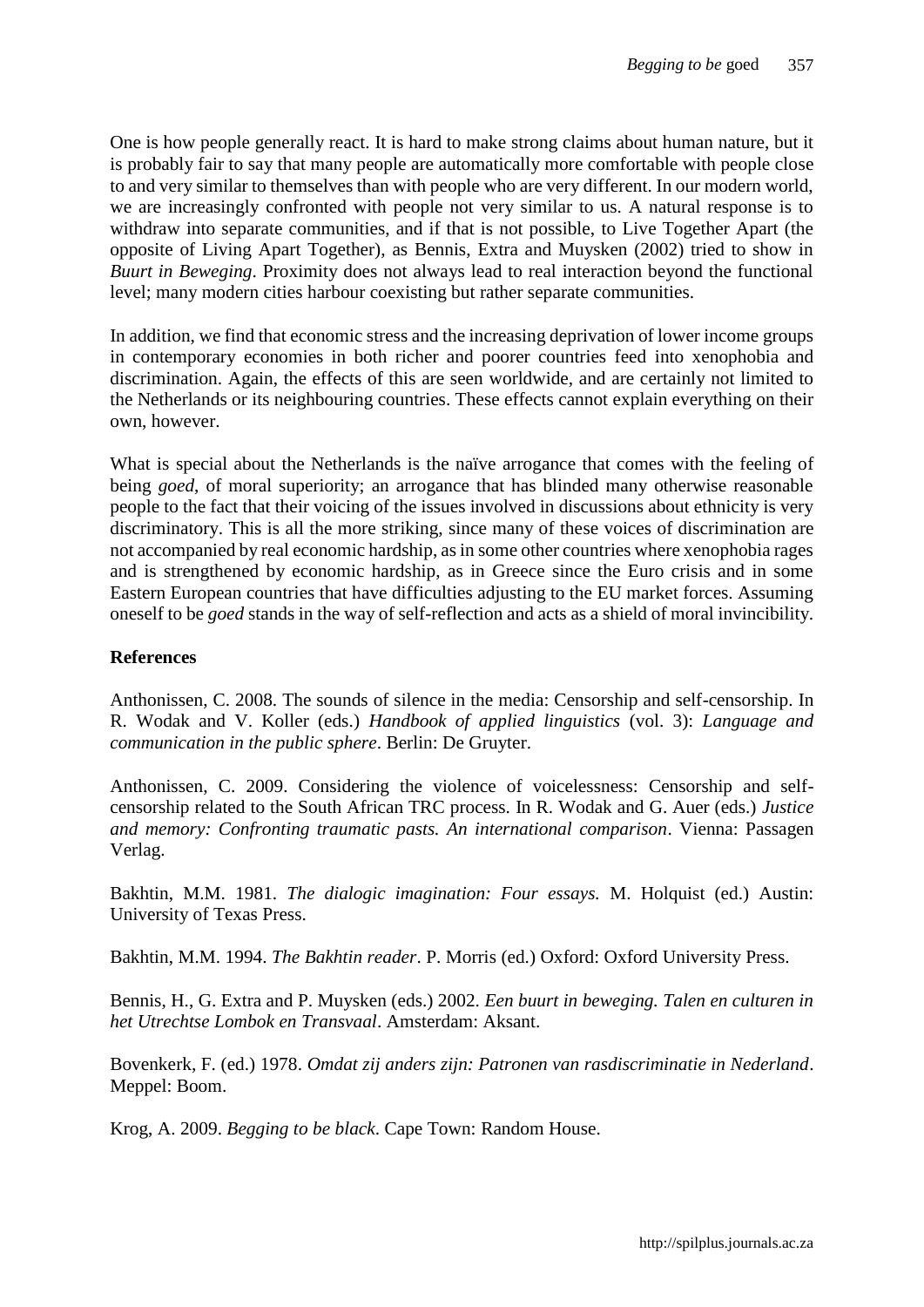One is how people generally react. It is hard to make strong claims about human nature, but it is probably fair to say that many people are automatically more comfortable with people close to and very similar to themselves than with people who are very different. In our modern world, we are increasingly confronted with people not very similar to us. A natural response is to withdraw into separate communities, and if that is not possible, to Live Together Apart (the opposite of Living Apart Together), as Bennis, Extra and Muysken (2002) tried to show in *Buurt in Beweging*. Proximity does not always lead to real interaction beyond the functional level; many modern cities harbour coexisting but rather separate communities.

In addition, we find that economic stress and the increasing deprivation of lower income groups in contemporary economies in both richer and poorer countries feed into xenophobia and discrimination. Again, the effects of this are seen worldwide, and are certainly not limited to the Netherlands or its neighbouring countries. These effects cannot explain everything on their own, however.

What is special about the Netherlands is the naïve arrogance that comes with the feeling of being *goed*, of moral superiority; an arrogance that has blinded many otherwise reasonable people to the fact that their voicing of the issues involved in discussions about ethnicity is very discriminatory. This is all the more striking, since many of these voices of discrimination are not accompanied by real economic hardship, as in some other countries where xenophobia rages and is strengthened by economic hardship, as in Greece since the Euro crisis and in some Eastern European countries that have difficulties adjusting to the EU market forces. Assuming oneself to be *goed* stands in the way of self-reflection and acts as a shield of moral invincibility.

## References

Anthonissen, C. 2008. The sounds of silence in the media: Censorship and self-censorship. In R. Wodak and V. Koller (eds.) *Handbook of applied linguistics* (vol. 3): *Language and communication in the public sphere*. Berlin: De Gruyter.

Anthonissen, C. 2009. Considering the violence of voicelessness: Censorship and self-censorship related to the South African TRC process. In R. Wodak and G. Auer (eds.) *Justice and memory: Confronting traumatic pasts. An international comparison*. Vienna: Passagen Verlag.

Bakhtin, M.M. 1981. *The dialogic imagination: Four essays.* M. Holquist (ed.) Austin: University of Texas Press.

Bakhtin, M.M. 1994. *The Bakhtin reader*. P. Morris (ed.) Oxford: Oxford University Press.

Bennis, H., G. Extra and P. Muysken (eds.) 2002. *Een buurt in beweging. Talen en culturen in het Utrechtse Lombok en Transvaal*. Amsterdam: Aksant.

Bovenkerk, F. (ed.) 1978. *Omdat zij anders zijn: Patronen van rasdiscriminatie in Nederland*. Meppel: Boom.

Krog, A. 2009. *Begging to be black*. Cape Town: Random House.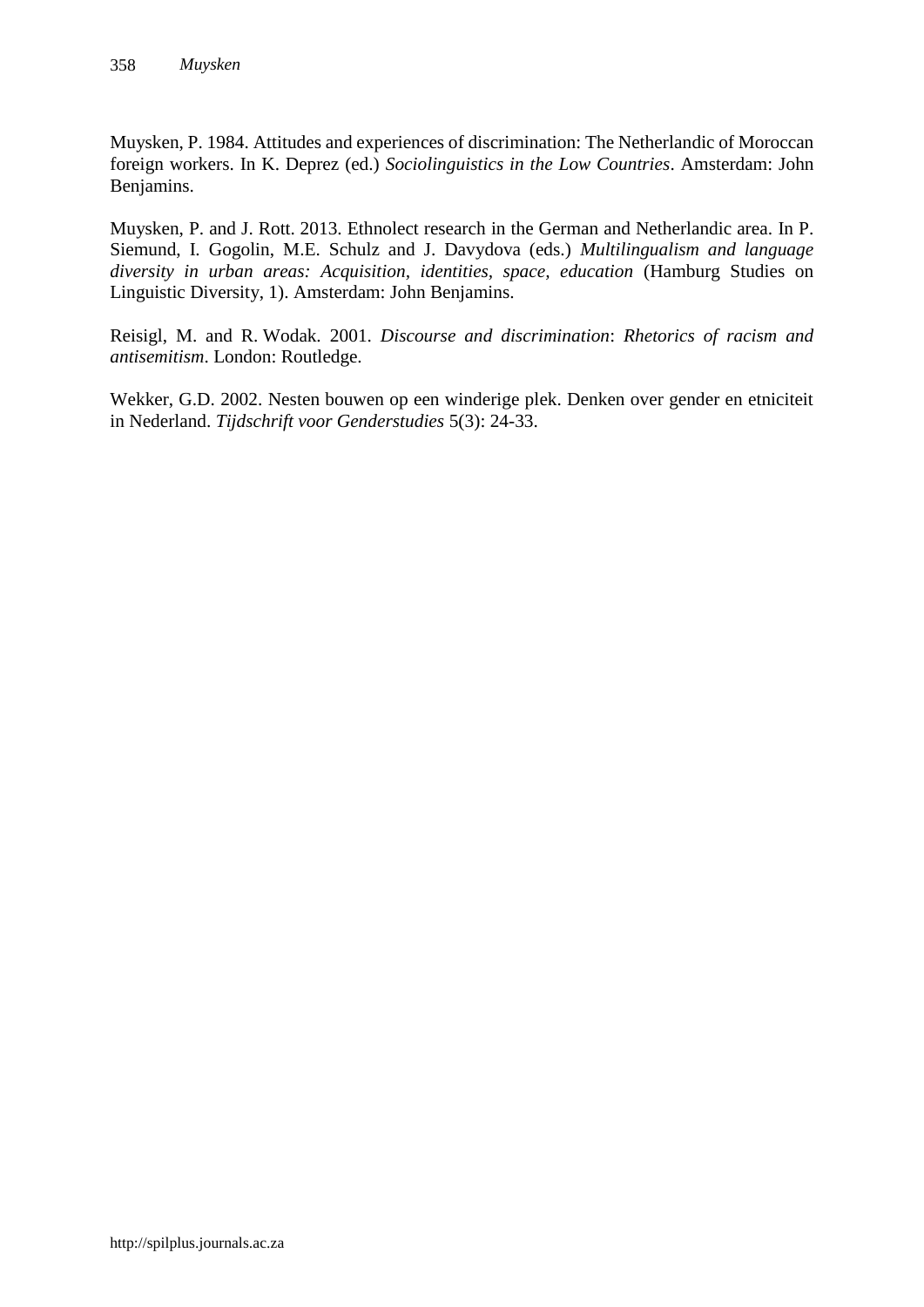Muysken, P. 1984. Attitudes and experiences of discrimination: The Netherlandic of Moroccan foreign workers. In K. Deprez (ed.) *Sociolinguistics in the Low Countries*. Amsterdam: John Benjamins.

Muysken, P. and J. Rott. 2013. Ethnolect research in the German and Netherlandic area. In P. Siemund, I. Gogolin, M.E. Schulz and J. Davydova (eds.) *Multilingualism and language diversity in urban areas: Acquisition, identities, space, education* (Hamburg Studies on Linguistic Diversity, 1). Amsterdam: John Benjamins.

Reisigl, M. and R. Wodak. 2001. *Discourse and discrimination*: *Rhetorics of racism and antisemitism*. London: Routledge.

Wekker, G.D. 2002. Nesten bouwen op een winderige plek. Denken over gender en etniciteit in Nederland. *Tijdschrift voor Genderstudies* 5(3): 24-33.